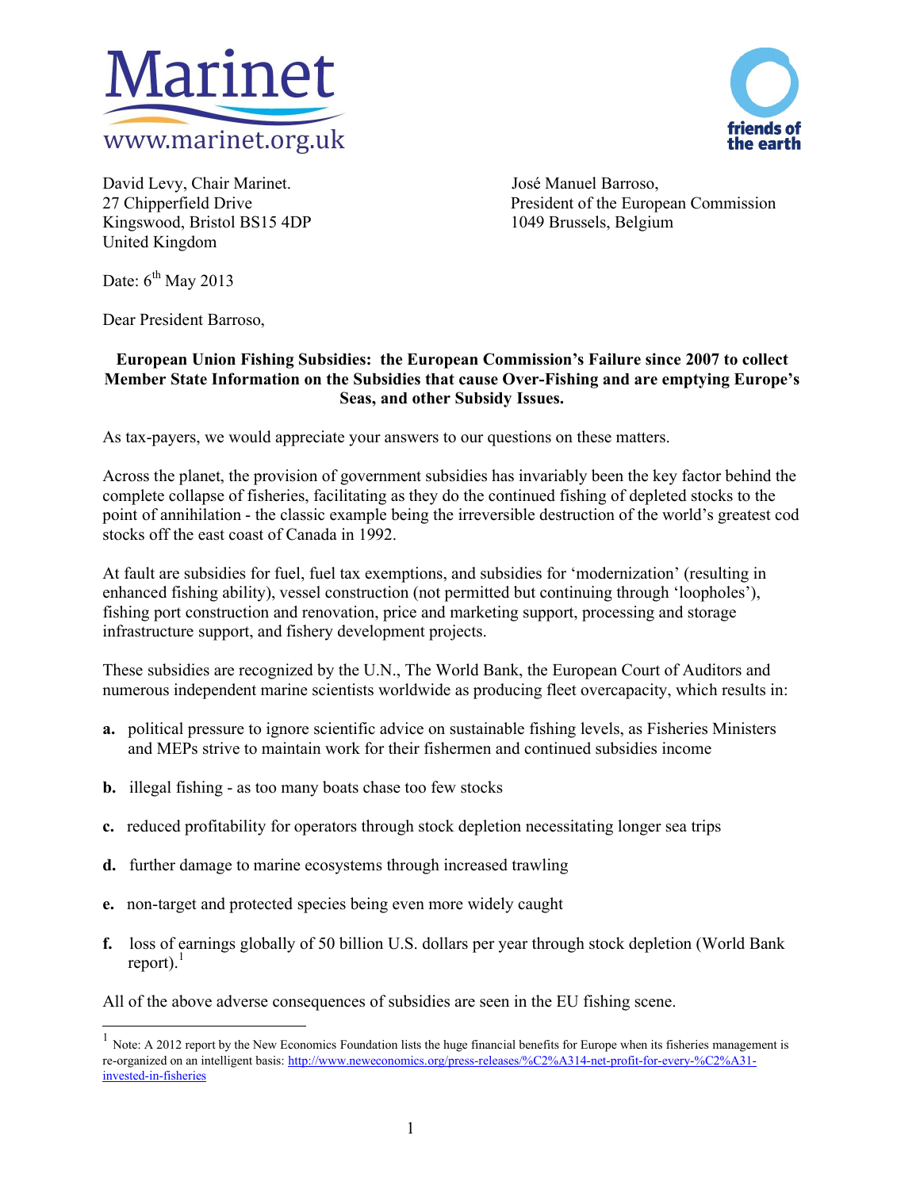Marinet
www.marinet.org.uk

friends of the earth

David Levy, Chair Marinet.
27 Chipperfield Drive
Kingswood, Bristol BS15 4DP
United Kingdom

José Manuel Barroso,
President of the European Commission
1049 Brussels, Belgium

Date: 6th May 2013

Dear President Barroso,

**European Union Fishing Subsidies: the European Commission's Failure since 2007 to collect Member State Information on the Subsidies that cause Over-Fishing and are emptying Europe's Seas, and other Subsidy Issues.**

As tax-payers, we would appreciate your answers to our questions on these matters.

Across the planet, the provision of government subsidies has invariably been the key factor behind the complete collapse of fisheries, facilitating as they do the continued fishing of depleted stocks to the point of annihilation - the classic example being the irreversible destruction of the world's greatest cod stocks off the east coast of Canada in 1992.

At fault are subsidies for fuel, fuel tax exemptions, and subsidies for 'modernization' (resulting in enhanced fishing ability), vessel construction (not permitted but continuing through 'loopholes'), fishing port construction and renovation, price and marketing support, processing and storage infrastructure support, and fishery development projects.

These subsidies are recognized by the U.N., The World Bank, the European Court of Auditors and numerous independent marine scientists worldwide as producing fleet overcapacity, which results in:

- **a.** political pressure to ignore scientific advice on sustainable fishing levels, as Fisheries Ministers and MEPs strive to maintain work for their fishermen and continued subsidies income
- **b.** illegal fishing - as too many boats chase too few stocks
- **c.** reduced profitability for operators through stock depletion necessitating longer sea trips
- **d.** further damage to marine ecosystems through increased trawling
- **e.** non-target and protected species being even more widely caught
- **f.** loss of earnings globally of 50 billion U.S. dollars per year through stock depletion (World Bank report).[1]

All of the above adverse consequences of subsidies are seen in the EU fishing scene.

[1] Note: A 2012 report by the New Economics Foundation lists the huge financial benefits for Europe when its fisheries management is re-organized on an intelligent basis: http://www.neweconomics.org/press-releases/%C2%A314-net-profit-for-every-%C2%A31-invested-in-fisheries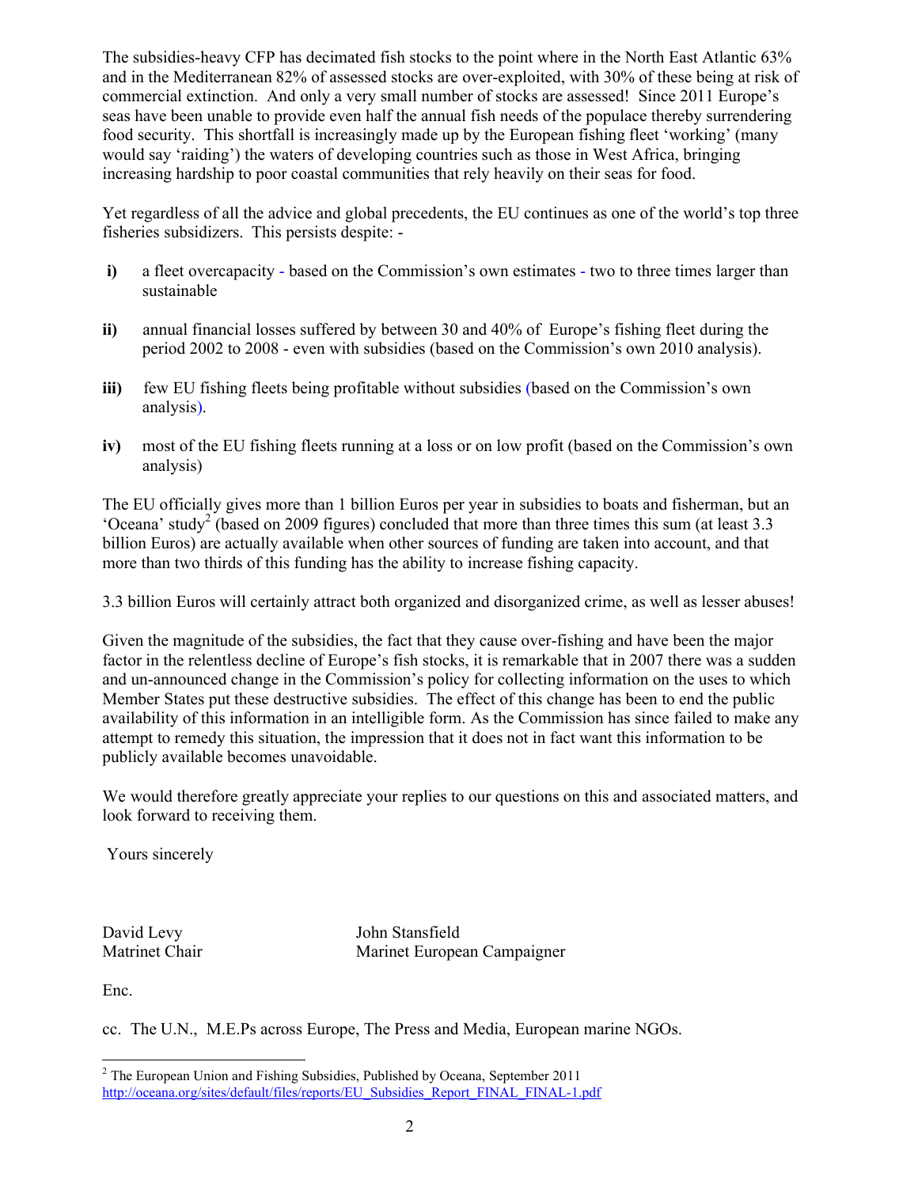The subsidies-heavy CFP has decimated fish stocks to the point where in the North East Atlantic 63% and in the Mediterranean 82% of assessed stocks are over-exploited, with 30% of these being at risk of commercial extinction. And only a very small number of stocks are assessed! Since 2011 Europe's seas have been unable to provide even half the annual fish needs of the populace thereby surrendering food security. This shortfall is increasingly made up by the European fishing fleet 'working' (many would say 'raiding') the waters of developing countries such as those in West Africa, bringing increasing hardship to poor coastal communities that rely heavily on their seas for food.

Yet regardless of all the advice and global precedents, the EU continues as one of the world's top three fisheries subsidizers. This persists despite: -

**i)** a fleet overcapacity - based on the Commission's own estimates - two to three times larger than sustainable

**ii)** annual financial losses suffered by between 30 and 40% of Europe's fishing fleet during the period 2002 to 2008 - even with subsidies (based on the Commission's own 2010 analysis).

**iii)** few EU fishing fleets being profitable without subsidies (based on the Commission's own analysis).

**iv)** most of the EU fishing fleets running at a loss or on low profit (based on the Commission's own analysis)

The EU officially gives more than 1 billion Euros per year in subsidies to boats and fisherman, but an 'Oceana' study[2] (based on 2009 figures) concluded that more than three times this sum (at least 3.3 billion Euros) are actually available when other sources of funding are taken into account, and that more than two thirds of this funding has the ability to increase fishing capacity.

3.3 billion Euros will certainly attract both organized and disorganized crime, as well as lesser abuses!

Given the magnitude of the subsidies, the fact that they cause over-fishing and have been the major factor in the relentless decline of Europe's fish stocks, it is remarkable that in 2007 there was a sudden and un-announced change in the Commission's policy for collecting information on the uses to which Member States put these destructive subsidies. The effect of this change has been to end the public availability of this information in an intelligible form. As the Commission has since failed to make any attempt to remedy this situation, the impression that it does not in fact want this information to be publicly available becomes unavoidable.

We would therefore greatly appreciate your replies to our questions on this and associated matters, and look forward to receiving them.

Yours sincerely

David Levy
Matrinet Chair

John Stansfield
Marinet European Campaigner

Enc.

cc. The U.N., M.E.Ps across Europe, The Press and Media, European marine NGOs.

---

[2] The European Union and Fishing Subsidies, Published by Oceana, September 2011 http://oceana.org/sites/default/files/reports/EU_Subsidies_Report_FINAL_FINAL-1.pdf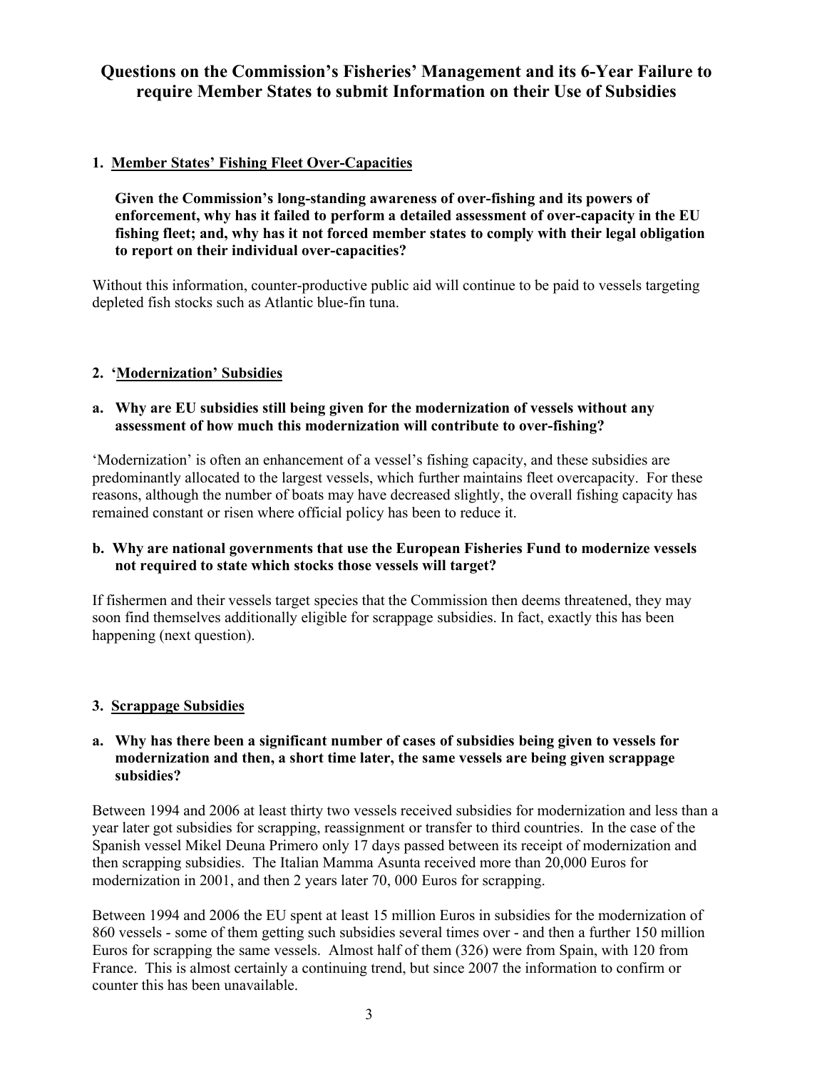# Questions on the Commission's Fisheries' Management and its 6-Year Failure to require Member States to submit Information on their Use of Subsidies

## 1. Member States' Fishing Fleet Over-Capacities

**Given the Commission's long-standing awareness of over-fishing and its powers of enforcement, why has it failed to perform a detailed assessment of over-capacity in the EU fishing fleet; and, why has it not forced member states to comply with their legal obligation to report on their individual over-capacities?**

Without this information, counter-productive public aid will continue to be paid to vessels targeting depleted fish stocks such as Atlantic blue-fin tuna.

## 2. 'Modernization' Subsidies

**a. Why are EU subsidies still being given for the modernization of vessels without any assessment of how much this modernization will contribute to over-fishing?**

'Modernization' is often an enhancement of a vessel's fishing capacity, and these subsidies are predominantly allocated to the largest vessels, which further maintains fleet overcapacity. For these reasons, although the number of boats may have decreased slightly, the overall fishing capacity has remained constant or risen where official policy has been to reduce it.

**b. Why are national governments that use the European Fisheries Fund to modernize vessels not required to state which stocks those vessels will target?**

If fishermen and their vessels target species that the Commission then deems threatened, they may soon find themselves additionally eligible for scrappage subsidies. In fact, exactly this has been happening (next question).

## 3. Scrappage Subsidies

**a. Why has there been a significant number of cases of subsidies being given to vessels for modernization and then, a short time later, the same vessels are being given scrappage subsidies?**

Between 1994 and 2006 at least thirty two vessels received subsidies for modernization and less than a year later got subsidies for scrapping, reassignment or transfer to third countries. In the case of the Spanish vessel Mikel Deuna Primero only 17 days passed between its receipt of modernization and then scrapping subsidies. The Italian Mamma Asunta received more than 20,000 Euros for modernization in 2001, and then 2 years later 70, 000 Euros for scrapping.

Between 1994 and 2006 the EU spent at least 15 million Euros in subsidies for the modernization of 860 vessels - some of them getting such subsidies several times over - and then a further 150 million Euros for scrapping the same vessels. Almost half of them (326) were from Spain, with 120 from France. This is almost certainly a continuing trend, but since 2007 the information to confirm or counter this has been unavailable.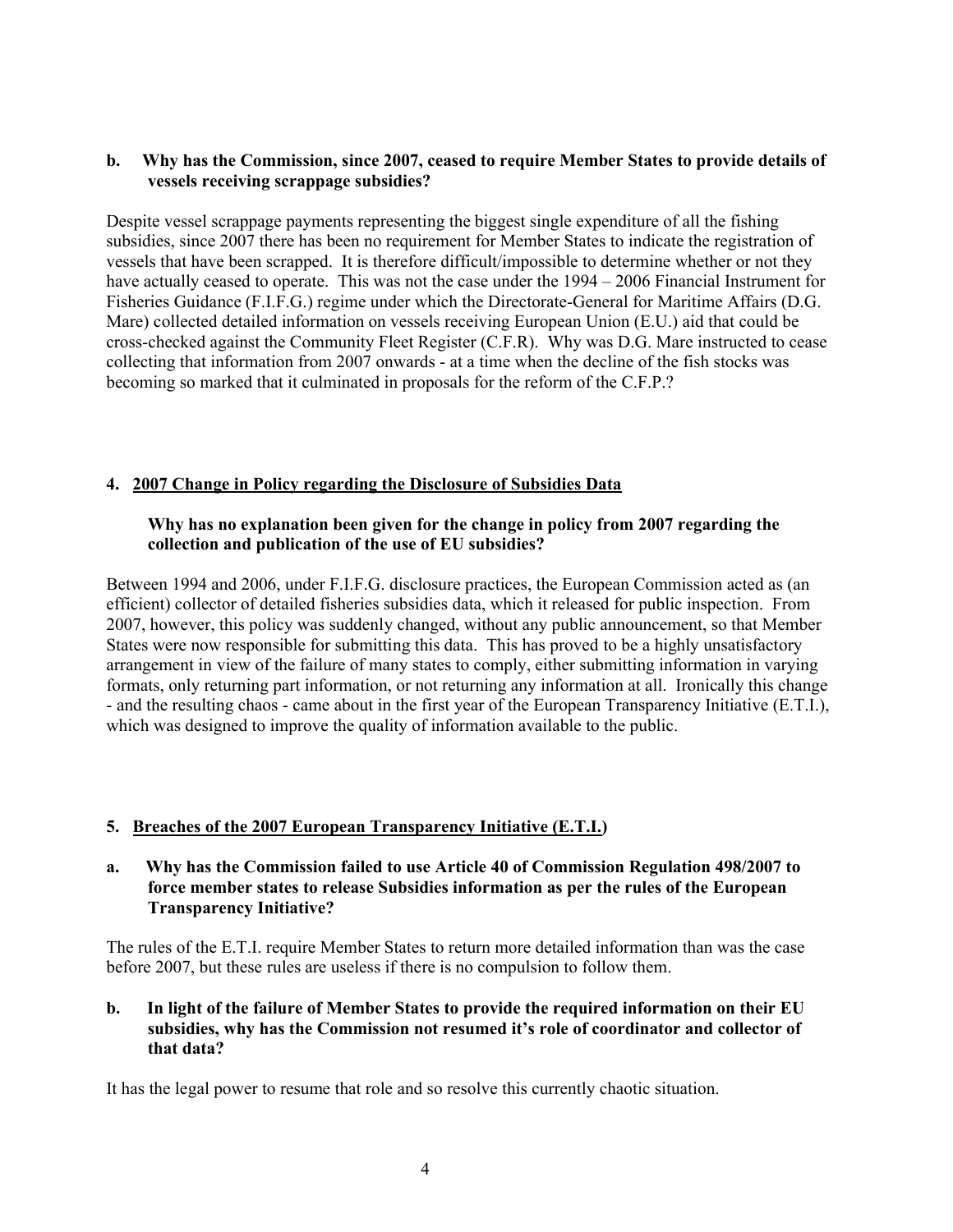**b. Why has the Commission, since 2007, ceased to require Member States to provide details of vessels receiving scrappage subsidies?**

Despite vessel scrappage payments representing the biggest single expenditure of all the fishing subsidies, since 2007 there has been no requirement for Member States to indicate the registration of vessels that have been scrapped. It is therefore difficult/impossible to determine whether or not they have actually ceased to operate. This was not the case under the 1994 – 2006 Financial Instrument for Fisheries Guidance (F.I.F.G.) regime under which the Directorate-General for Maritime Affairs (D.G. Mare) collected detailed information on vessels receiving European Union (E.U.) aid that could be cross-checked against the Community Fleet Register (C.F.R). Why was D.G. Mare instructed to cease collecting that information from 2007 onwards - at a time when the decline of the fish stocks was becoming so marked that it culminated in proposals for the reform of the C.F.P.?

## 4. <u>2007 Change in Policy regarding the Disclosure of Subsidies Data</u>

**Why has no explanation been given for the change in policy from 2007 regarding the collection and publication of the use of EU subsidies?**

Between 1994 and 2006, under F.I.F.G. disclosure practices, the European Commission acted as (an efficient) collector of detailed fisheries subsidies data, which it released for public inspection. From 2007, however, this policy was suddenly changed, without any public announcement, so that Member States were now responsible for submitting this data. This has proved to be a highly unsatisfactory arrangement in view of the failure of many states to comply, either submitting information in varying formats, only returning part information, or not returning any information at all. Ironically this change - and the resulting chaos - came about in the first year of the European Transparency Initiative (E.T.I.), which was designed to improve the quality of information available to the public.

## 5. <u>Breaches of the 2007 European Transparency Initiative (E.T.I.)</u>

**a. Why has the Commission failed to use Article 40 of Commission Regulation 498/2007 to force member states to release Subsidies information as per the rules of the European Transparency Initiative?**

The rules of the E.T.I. require Member States to return more detailed information than was the case before 2007, but these rules are useless if there is no compulsion to follow them.

**b. In light of the failure of Member States to provide the required information on their EU subsidies, why has the Commission not resumed it's role of coordinator and collector of that data?**

It has the legal power to resume that role and so resolve this currently chaotic situation.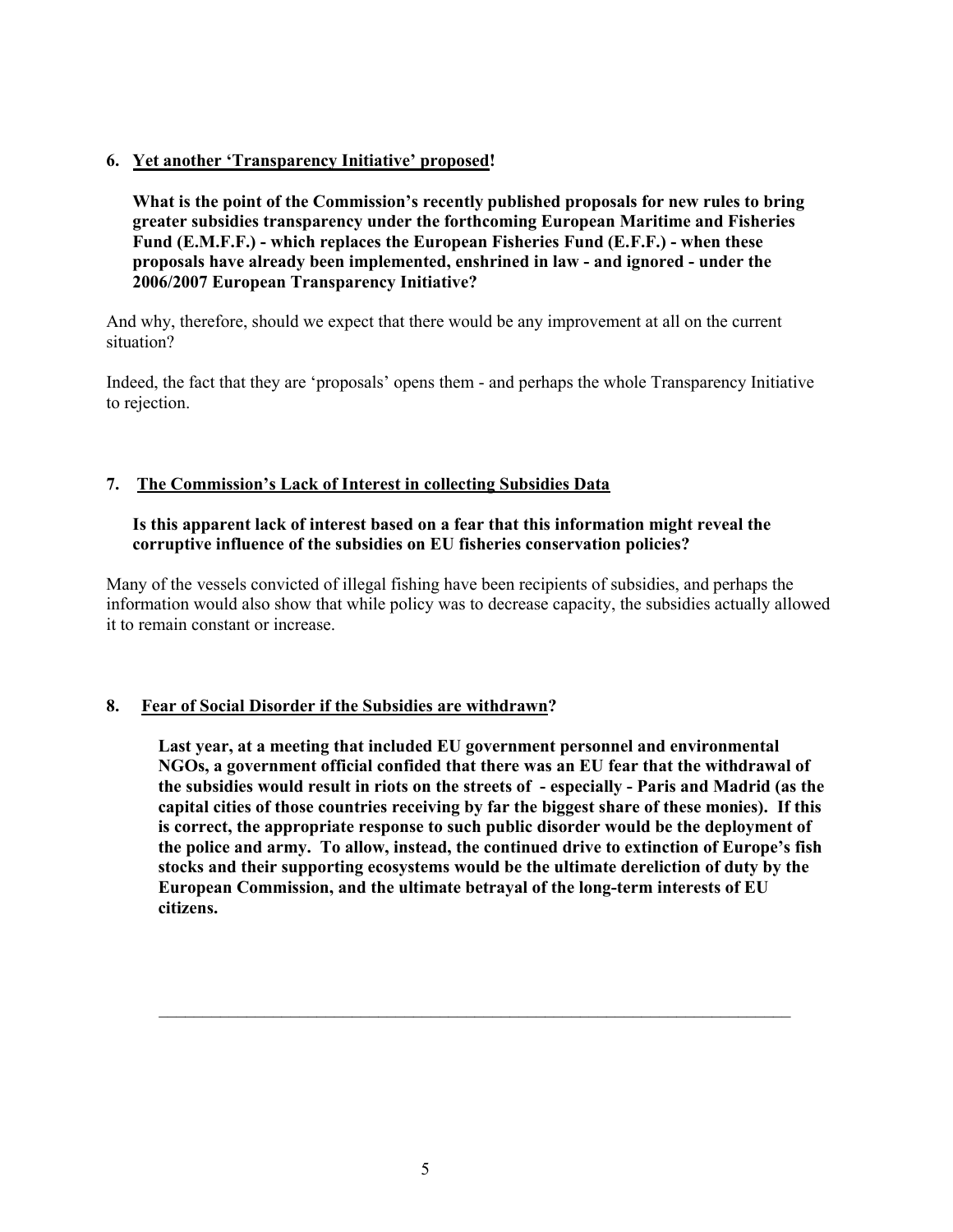## 6. Yet another 'Transparency Initiative' proposed!

**What is the point of the Commission's recently published proposals for new rules to bring greater subsidies transparency under the forthcoming European Maritime and Fisheries Fund (E.M.F.F.) - which replaces the European Fisheries Fund (E.F.F.) - when these proposals have already been implemented, enshrined in law - and ignored - under the 2006/2007 European Transparency Initiative?**

And why, therefore, should we expect that there would be any improvement at all on the current situation?

Indeed, the fact that they are 'proposals' opens them - and perhaps the whole Transparency Initiative to rejection.

## 7. The Commission's Lack of Interest in collecting Subsidies Data

**Is this apparent lack of interest based on a fear that this information might reveal the corruptive influence of the subsidies on EU fisheries conservation policies?**

Many of the vessels convicted of illegal fishing have been recipients of subsidies, and perhaps the information would also show that while policy was to decrease capacity, the subsidies actually allowed it to remain constant or increase.

## 8. Fear of Social Disorder if the Subsidies are withdrawn?

**Last year, at a meeting that included EU government personnel and environmental NGOs, a government official confided that there was an EU fear that the withdrawal of the subsidies would result in riots on the streets of - especially - Paris and Madrid (as the capital cities of those countries receiving by far the biggest share of these monies). If this is correct, the appropriate response to such public disorder would be the deployment of the police and army. To allow, instead, the continued drive to extinction of Europe's fish stocks and their supporting ecosystems would be the ultimate dereliction of duty by the European Commission, and the ultimate betrayal of the long-term interests of EU citizens.**

---